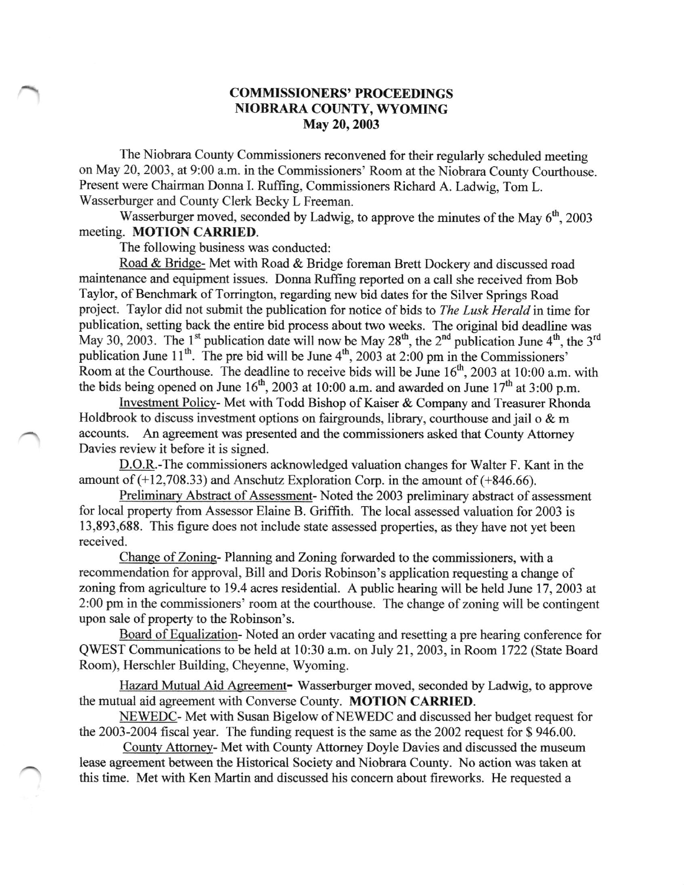# COMMISSIONERS' PROCEEDINGS
## NIOBRARA COUNTY, WYOMING
### May 20, 2003

The Niobrara County Commissioners reconvened for their regularly scheduled meeting on May 20, 2003, at 9:00 a.m. in the Commissioners' Room at the Niobrara County Courthouse. Present were Chairman Donna I. Ruffing, Commissioners Richard A. Ladwig, Tom L. Wasserburger and County Clerk Becky L Freeman.

Wasserburger moved, seconded by Ladwig, to approve the minutes of the May 6th, 2003 meeting. **MOTION CARRIED.**

The following business was conducted:

Road & Bridge- Met with Road & Bridge foreman Brett Dockery and discussed road maintenance and equipment issues. Donna Ruffing reported on a call she received from Bob Taylor, of Benchmark of Torrington, regarding new bid dates for the Silver Springs Road project. Taylor did not submit the publication for notice of bids to *The Lusk Herald* in time for publication, setting back the entire bid process about two weeks. The original bid deadline was May 30, 2003. The 1st publication date will now be May 28th, the 2nd publication June 4th, the 3rd publication June 11th. The pre bid will be June 4th, 2003 at 2:00 pm in the Commissioners' Room at the Courthouse. The deadline to receive bids will be June 16th, 2003 at 10:00 a.m. with the bids being opened on June 16th, 2003 at 10:00 a.m. and awarded on June 17th at 3:00 p.m.

Investment Policy- Met with Todd Bishop of Kaiser & Company and Treasurer Rhonda Holdbrook to discuss investment options on fairgrounds, library, courthouse and jail o & m accounts. An agreement was presented and the commissioners asked that County Attorney Davies review it before it is signed.

D.O.R.-The commissioners acknowledged valuation changes for Walter F. Kant in the amount of (+12,708.33) and Anschutz Exploration Corp. in the amount of (+846.66).

Preliminary Abstract of Assessment- Noted the 2003 preliminary abstract of assessment for local property from Assessor Elaine B. Griffith. The local assessed valuation for 2003 is 13,893,688. This figure does not include state assessed properties, as they have not yet been received.

Change of Zoning- Planning and Zoning forwarded to the commissioners, with a recommendation for approval, Bill and Doris Robinson's application requesting a change of zoning from agriculture to 19.4 acres residential. A public hearing will be held June 17, 2003 at 2:00 pm in the commissioners' room at the courthouse. The change of zoning will be contingent upon sale of property to the Robinson's.

Board of Equalization- Noted an order vacating and resetting a pre hearing conference for QWEST Communications to be held at 10:30 a.m. on July 21, 2003, in Room 1722 (State Board Room), Herschler Building, Cheyenne, Wyoming.

Hazard Mutual Aid Agreement- Wasserburger moved, seconded by Ladwig, to approve the mutual aid agreement with Converse County. **MOTION CARRIED.**

NEWEDC- Met with Susan Bigelow of NEWEDC and discussed her budget request for the 2003-2004 fiscal year. The funding request is the same as the 2002 request for $ 946.00.

County Attorney- Met with County Attorney Doyle Davies and discussed the museum lease agreement between the Historical Society and Niobrara County. No action was taken at this time. Met with Ken Martin and discussed his concern about fireworks. He requested a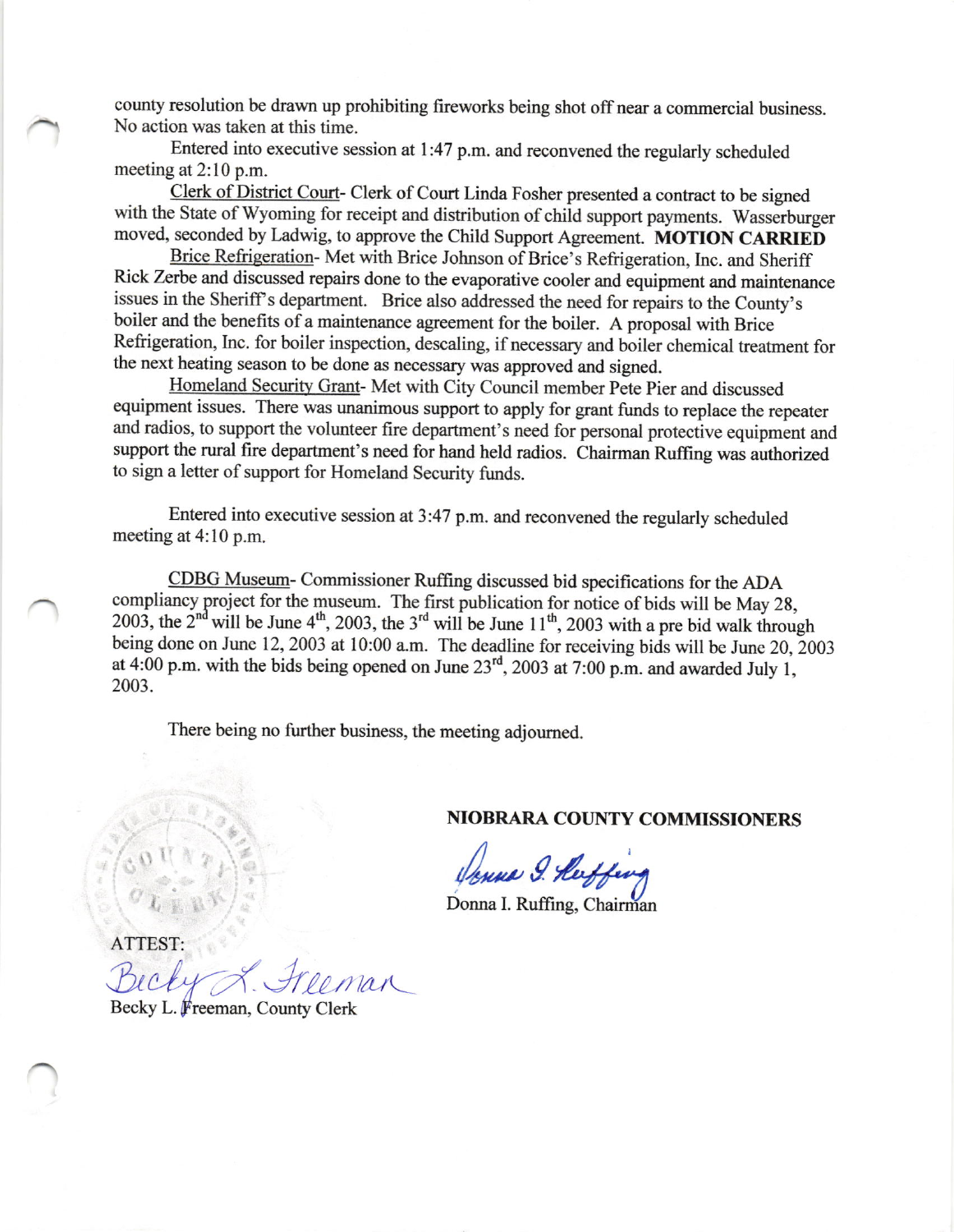county resolution be drawn up prohibiting fireworks being shot off near a commercial business. No action was taken at this time.

Entered into executive session at 1:47 p.m. and reconvened the regularly scheduled meeting at 2:10 p.m.

Clerk of District Court- Clerk of Court Linda Fosher presented a contract to be signed with the State of Wyoming for receipt and distribution of child support payments. Wasserburger moved, seconded by Ladwig, to approve the Child Support Agreement. **MOTION CARRIED**

Brice Refrigeration- Met with Brice Johnson of Brice's Refrigeration, Inc. and Sheriff Rick Zerbe and discussed repairs done to the evaporative cooler and equipment and maintenance issues in the Sheriff's department. Brice also addressed the need for repairs to the County's boiler and the benefits of a maintenance agreement for the boiler. A proposal with Brice Refrigeration, Inc. for boiler inspection, descaling, if necessary and boiler chemical treatment for the next heating season to be done as necessary was approved and signed.

Homeland Security Grant- Met with City Council member Pete Pier and discussed equipment issues. There was unanimous support to apply for grant funds to replace the repeater and radios, to support the volunteer fire department's need for personal protective equipment and support the rural fire department's need for hand held radios. Chairman Ruffing was authorized to sign a letter of support for Homeland Security funds.

Entered into executive session at 3:47 p.m. and reconvened the regularly scheduled meeting at 4:10 p.m.

CDBG Museum- Commissioner Ruffing discussed bid specifications for the ADA compliancy project for the museum. The first publication for notice of bids will be May 28, 2003, the 2nd will be June 4th, 2003, the 3rd will be June 11th, 2003 with a pre bid walk through being done on June 12, 2003 at 10:00 a.m. The deadline for receiving bids will be June 20, 2003 at 4:00 p.m. with the bids being opened on June 23rd, 2003 at 7:00 p.m. and awarded July 1, 2003.

There being no further business, the meeting adjourned.

**NIOBRARA COUNTY COMMISSIONERS**

Donna I. Ruffing

Donna I. Ruffing, Chairman

ATTEST:

Becky L. Freeman

Becky L. Freeman, County Clerk